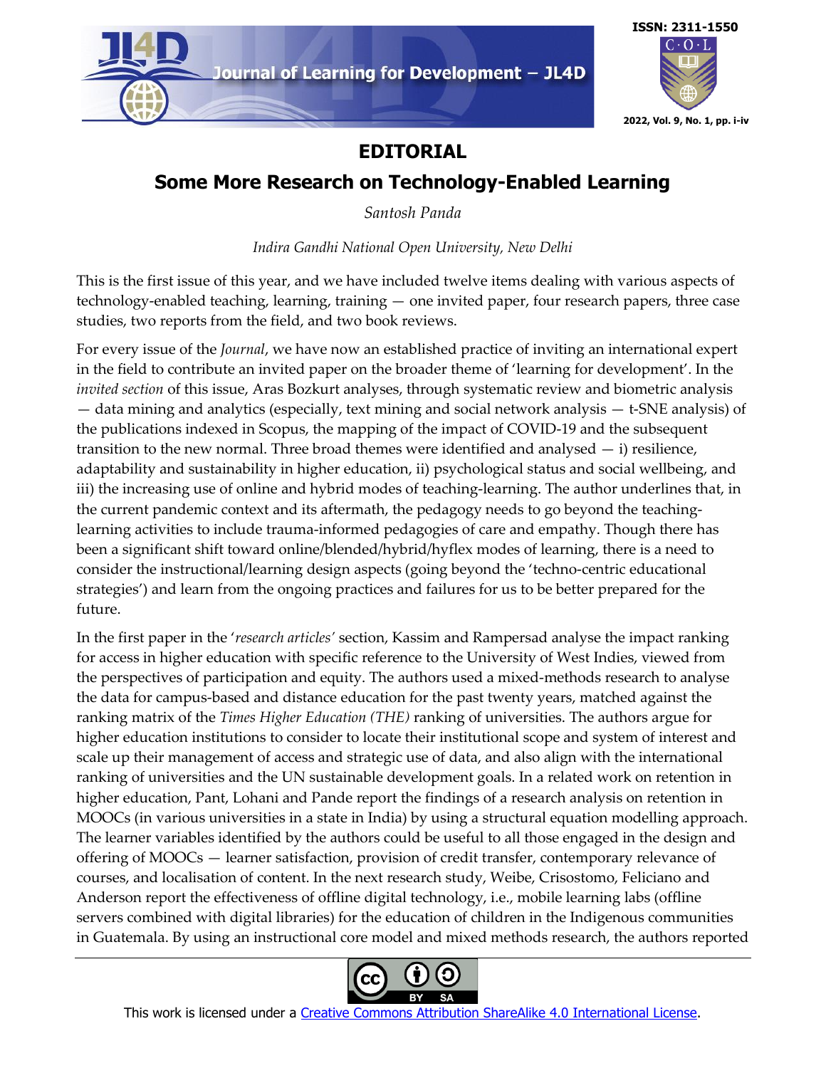# EDITORIAL

## Some More Research on Technology-Enabled Learning

*Santosh Panda*

*Indira Gandhi National Open University, New Delhi*

This is the first issue of this year, and we have included twelve items dealing with various aspects of technology-enabled teaching, learning, training — one invited paper, four research papers, three case studies, two reports from the field, and two book reviews.

For every issue of the *Journal*, we have now an established practice of inviting an international expert in the field to contribute an invited paper on the broader theme of 'learning for development'. In the *invited section* of this issue, Aras Bozkurt analyses, through systematic review and biometric analysis — data mining and analytics (especially, text mining and social network analysis — t-SNE analysis) of the publications indexed in Scopus, the mapping of the impact of COVID-19 and the subsequent transition to the new normal. Three broad themes were identified and analysed — i) resilience, adaptability and sustainability in higher education, ii) psychological status and social wellbeing, and iii) the increasing use of online and hybrid modes of teaching-learning. The author underlines that, in the current pandemic context and its aftermath, the pedagogy needs to go beyond the teaching-learning activities to include trauma-informed pedagogies of care and empathy. Though there has been a significant shift toward online/blended/hybrid/hyflex modes of learning, there is a need to consider the instructional/learning design aspects (going beyond the 'techno-centric educational strategies') and learn from the ongoing practices and failures for us to be better prepared for the future.

In the first paper in the '*research articles'* section, Kassim and Rampersad analyse the impact ranking for access in higher education with specific reference to the University of West Indies, viewed from the perspectives of participation and equity. The authors used a mixed-methods research to analyse the data for campus-based and distance education for the past twenty years, matched against the ranking matrix of the *Times Higher Education (THE)* ranking of universities. The authors argue for higher education institutions to consider to locate their institutional scope and system of interest and scale up their management of access and strategic use of data, and also align with the international ranking of universities and the UN sustainable development goals. In a related work on retention in higher education, Pant, Lohani and Pande report the findings of a research analysis on retention in MOOCs (in various universities in a state in India) by using a structural equation modelling approach. The learner variables identified by the authors could be useful to all those engaged in the design and offering of MOOCs — learner satisfaction, provision of credit transfer, contemporary relevance of courses, and localisation of content. In the next research study, Weibe, Crisostomo, Feliciano and Anderson report the effectiveness of offline digital technology, i.e., mobile learning labs (offline servers combined with digital libraries) for the education of children in the Indigenous communities in Guatemala. By using an instructional core model and mixed methods research, the authors reported

This work is licensed under a Creative Commons Attribution ShareAlike 4.0 International License.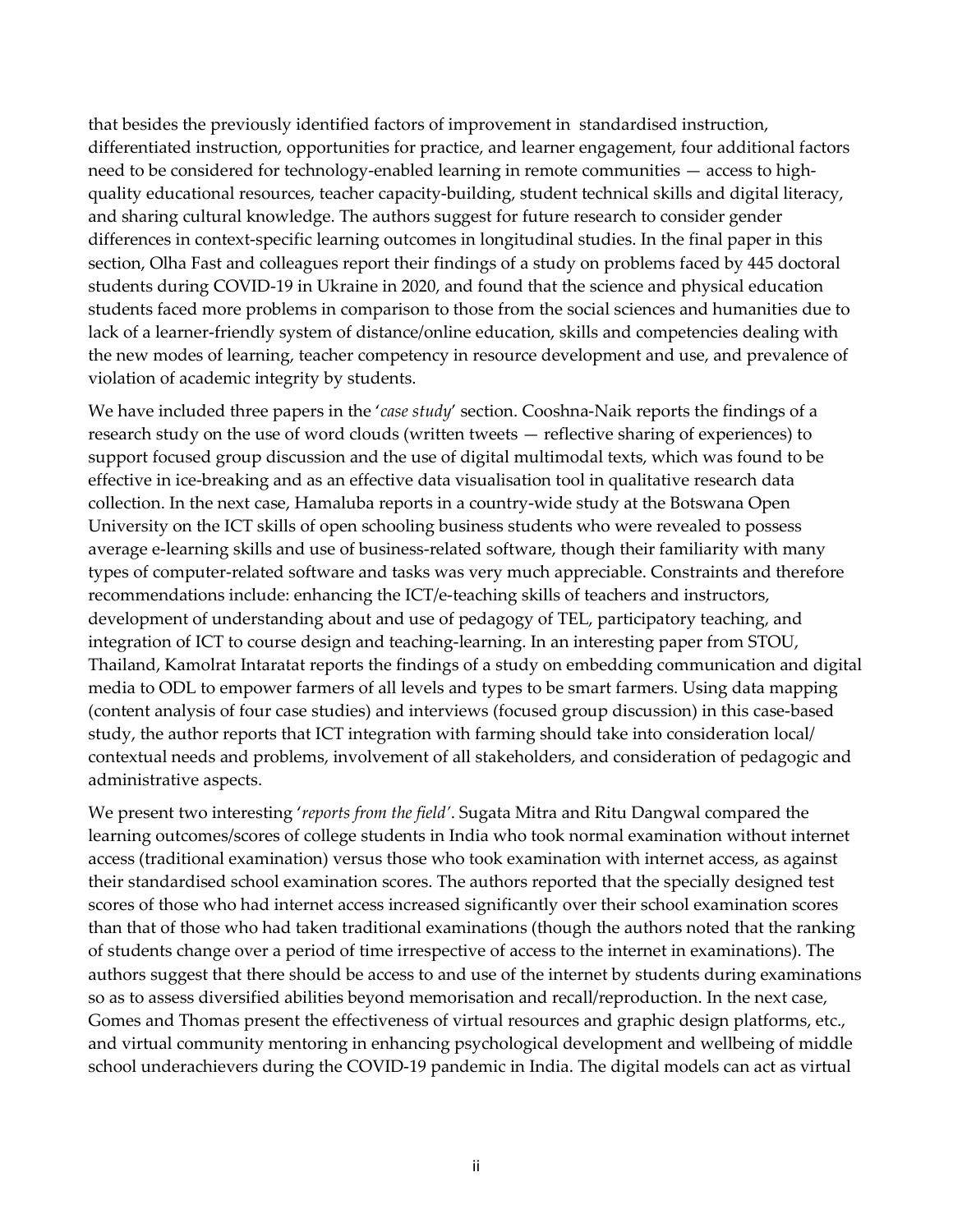that besides the previously identified factors of improvement in standardised instruction, differentiated instruction, opportunities for practice, and learner engagement, four additional factors need to be considered for technology-enabled learning in remote communities — access to high-quality educational resources, teacher capacity-building, student technical skills and digital literacy, and sharing cultural knowledge. The authors suggest for future research to consider gender differences in context-specific learning outcomes in longitudinal studies. In the final paper in this section, Olha Fast and colleagues report their findings of a study on problems faced by 445 doctoral students during COVID-19 in Ukraine in 2020, and found that the science and physical education students faced more problems in comparison to those from the social sciences and humanities due to lack of a learner-friendly system of distance/online education, skills and competencies dealing with the new modes of learning, teacher competency in resource development and use, and prevalence of violation of academic integrity by students.

We have included three papers in the '*case study*' section. Cooshna-Naik reports the findings of a research study on the use of word clouds (written tweets — reflective sharing of experiences) to support focused group discussion and the use of digital multimodal texts, which was found to be effective in ice-breaking and as an effective data visualisation tool in qualitative research data collection. In the next case, Hamaluba reports in a country-wide study at the Botswana Open University on the ICT skills of open schooling business students who were revealed to possess average e-learning skills and use of business-related software, though their familiarity with many types of computer-related software and tasks was very much appreciable. Constraints and therefore recommendations include: enhancing the ICT/e-teaching skills of teachers and instructors, development of understanding about and use of pedagogy of TEL, participatory teaching, and integration of ICT to course design and teaching-learning. In an interesting paper from STOU, Thailand, Kamolrat Intaratat reports the findings of a study on embedding communication and digital media to ODL to empower farmers of all levels and types to be smart farmers. Using data mapping (content analysis of four case studies) and interviews (focused group discussion) in this case-based study, the author reports that ICT integration with farming should take into consideration local/contextual needs and problems, involvement of all stakeholders, and consideration of pedagogic and administrative aspects.

We present two interesting '*reports from the field*'. Sugata Mitra and Ritu Dangwal compared the learning outcomes/scores of college students in India who took normal examination without internet access (traditional examination) versus those who took examination with internet access, as against their standardised school examination scores. The authors reported that the specially designed test scores of those who had internet access increased significantly over their school examination scores than that of those who had taken traditional examinations (though the authors noted that the ranking of students change over a period of time irrespective of access to the internet in examinations). The authors suggest that there should be access to and use of the internet by students during examinations so as to assess diversified abilities beyond memorisation and recall/reproduction. In the next case, Gomes and Thomas present the effectiveness of virtual resources and graphic design platforms, etc., and virtual community mentoring in enhancing psychological development and wellbeing of middle school underachievers during the COVID-19 pandemic in India. The digital models can act as virtual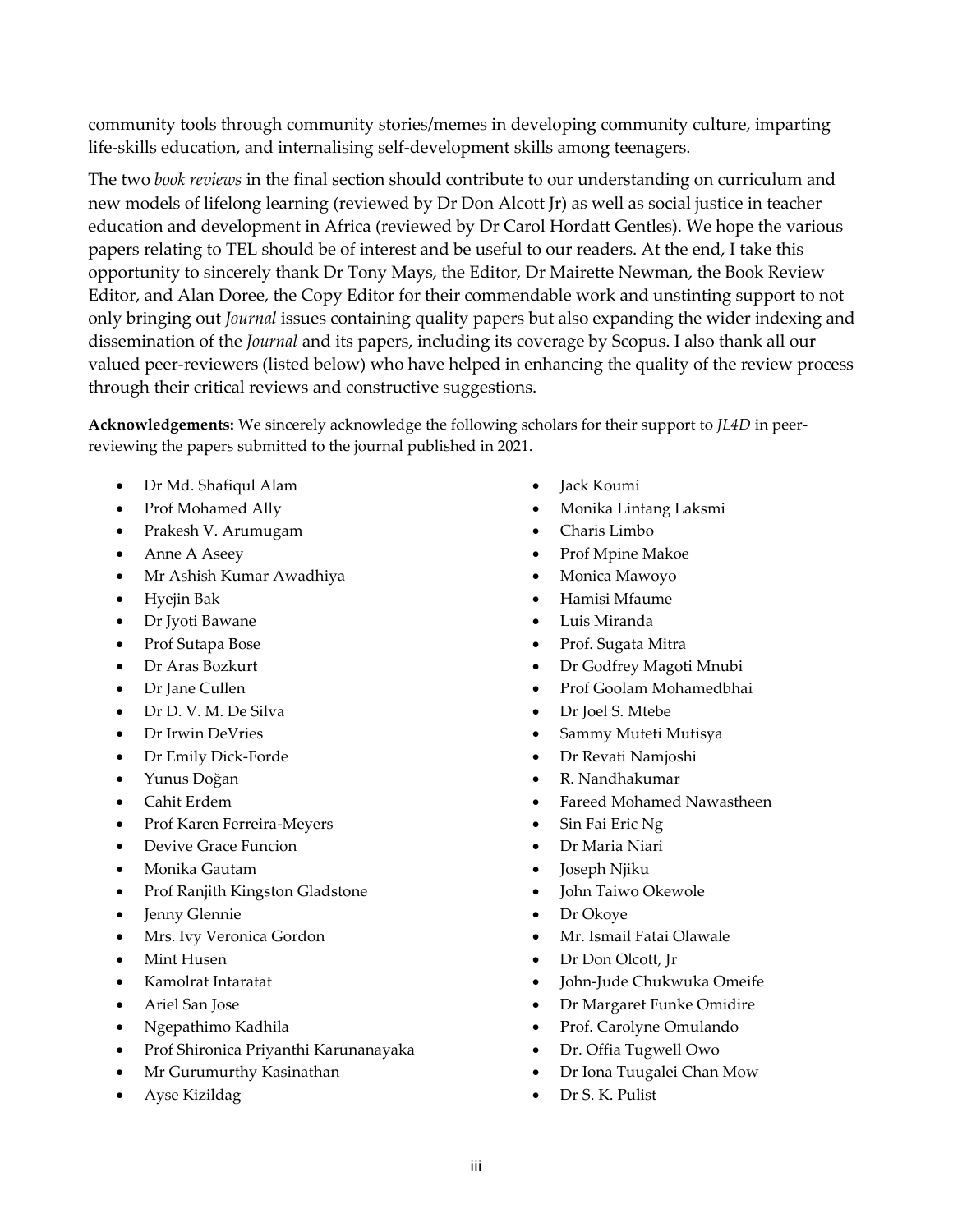community tools through community stories/memes in developing community culture, imparting life-skills education, and internalising self-development skills among teenagers.

The two *book reviews* in the final section should contribute to our understanding on curriculum and new models of lifelong learning (reviewed by Dr Don Alcott Jr) as well as social justice in teacher education and development in Africa (reviewed by Dr Carol Hordatt Gentles). We hope the various papers relating to TEL should be of interest and be useful to our readers. At the end, I take this opportunity to sincerely thank Dr Tony Mays, the Editor, Dr Mairette Newman, the Book Review Editor, and Alan Doree, the Copy Editor for their commendable work and unstinting support to not only bringing out *Journal* issues containing quality papers but also expanding the wider indexing and dissemination of the *Journal* and its papers, including its coverage by Scopus. I also thank all our valued peer-reviewers (listed below) who have helped in enhancing the quality of the review process through their critical reviews and constructive suggestions.

**Acknowledgements:** We sincerely acknowledge the following scholars for their support to *JL4D* in peer-reviewing the papers submitted to the journal published in 2021.

- Dr Md. Shafiqul Alam
- Prof Mohamed Ally
- Prakesh V. Arumugam
- Anne A Aseey
- Mr Ashish Kumar Awadhiya
- Hyejin Bak
- Dr Jyoti Bawane
- Prof Sutapa Bose
- Dr Aras Bozkurt
- Dr Jane Cullen
- Dr D. V. M. De Silva
- Dr Irwin DeVries
- Dr Emily Dick-Forde
- Yunus Doğan
- Cahit Erdem
- Prof Karen Ferreira-Meyers
- Devive Grace Funcion
- Monika Gautam
- Prof Ranjith Kingston Gladstone
- Jenny Glennie
- Mrs. Ivy Veronica Gordon
- Mint Husen
- Kamolrat Intaratat
- Ariel San Jose
- Ngepathimo Kadhila
- Prof Shironica Priyanthi Karunanayaka
- Mr Gurumurthy Kasinathan
- Ayse Kizildag
- Jack Koumi
- Monika Lintang Laksmi
- Charis Limbo
- Prof Mpine Makoe
- Monica Mawoyo
- Hamisi Mfaume
- Luis Miranda
- Prof. Sugata Mitra
- Dr Godfrey Magoti Mnubi
- Prof Goolam Mohamedbhai
- Dr Joel S. Mtebe
- Sammy Muteti Mutisya
- Dr Revati Namjoshi
- R. Nandhakumar
- Fareed Mohamed Nawastheen
- Sin Fai Eric Ng
- Dr Maria Niari
- Joseph Njiku
- John Taiwo Okewole
- Dr Okoye
- Mr. Ismail Fatai Olawale
- Dr Don Olcott, Jr
- John-Jude Chukwuka Omeife
- Dr Margaret Funke Omidire
- Prof. Carolyne Omulando
- Dr. Offia Tugwell Owo
- Dr Iona Tuugalei Chan Mow
- Dr S. K. Pulist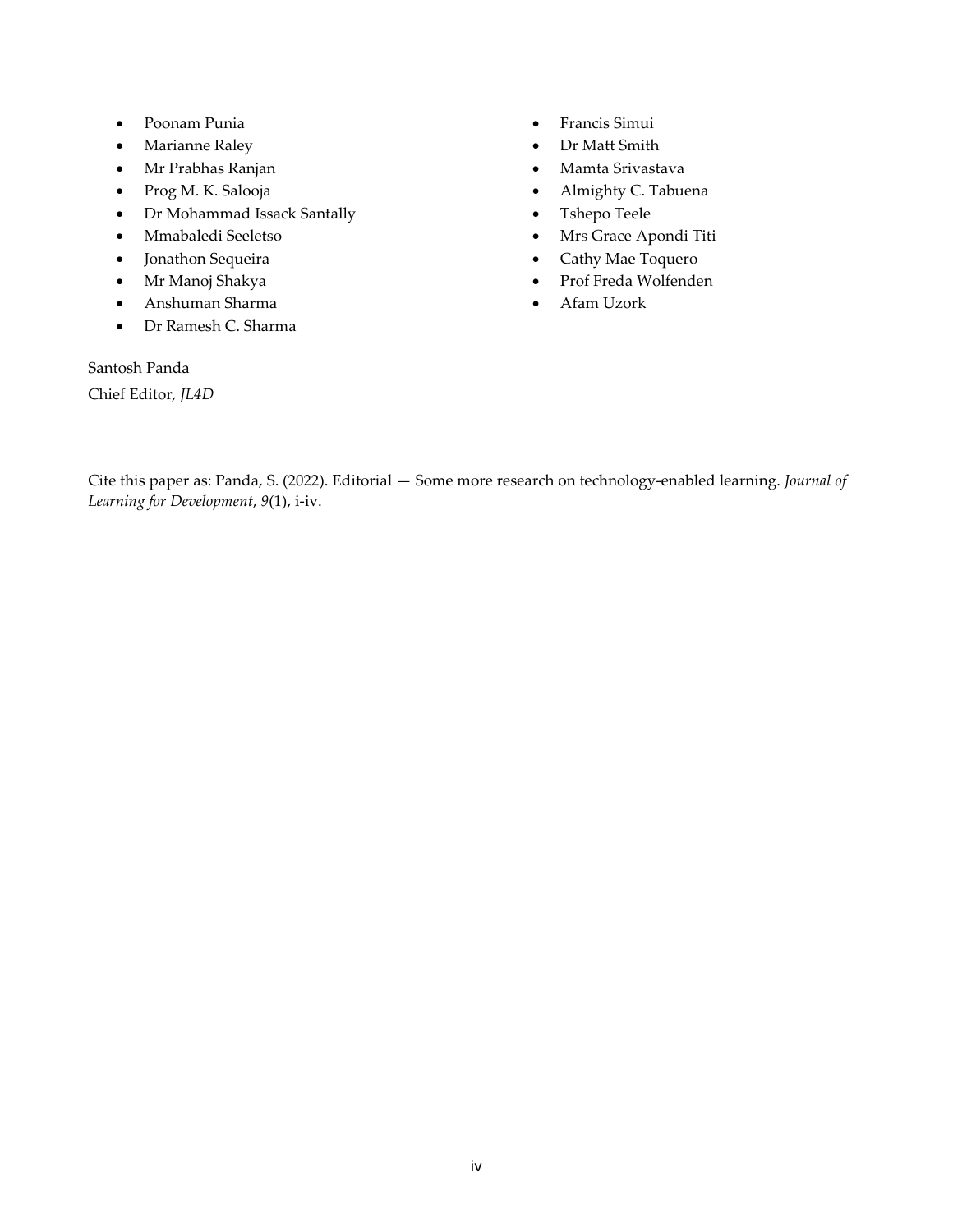- Poonam Punia
- Marianne Raley
- Mr Prabhas Ranjan
- Prog M. K. Salooja
- Dr Mohammad Issack Santally
- Mmabaledi Seeletso
- Jonathon Sequeira
- Mr Manoj Shakya
- Anshuman Sharma
- Dr Ramesh C. Sharma
- Francis Simui
- Dr Matt Smith
- Mamta Srivastava
- Almighty C. Tabuena
- Tshepo Teele
- Mrs Grace Apondi Titi
- Cathy Mae Toquero
- Prof Freda Wolfenden
- Afam Uzork

Santosh Panda

Chief Editor, *JL4D*

Cite this paper as: Panda, S. (2022). Editorial — Some more research on technology-enabled learning. *Journal of Learning for Development*, *9*(1), i-iv.